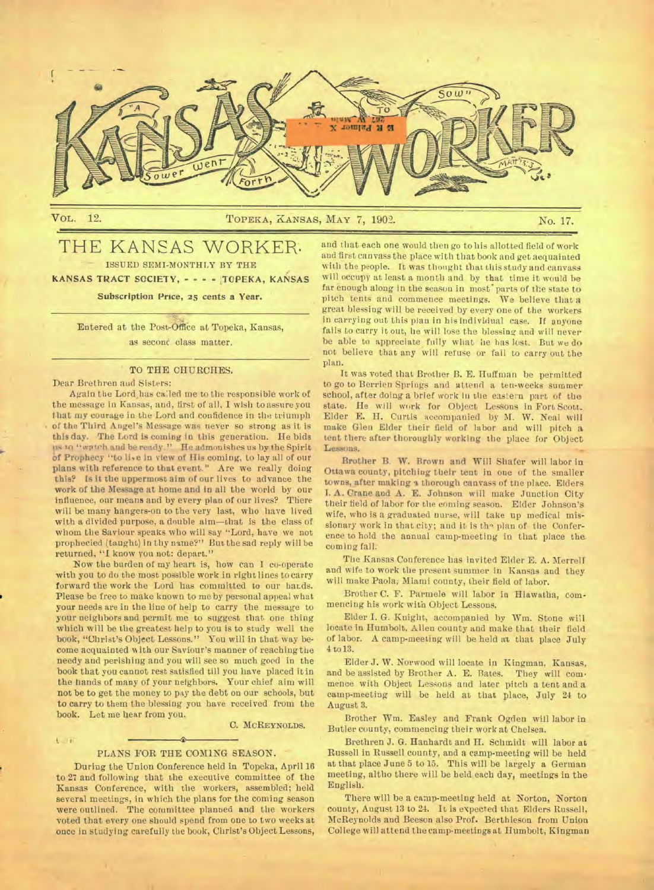# KANSAS WORKER

VOL. 12. TOPEKA, KANSAS, MAY 7, 1902. No. 17.

## THE KANSAS WORKER.

ISSUED SEMI-MONTHLY BY THE

**KANSAS TRACT SOCIETY, - - - - TOPEKA, KANSAS**

**Subscription Price, 25 cents a Year.**

Entered at the Post-Office at Topeka, Kansas, as second class matter.

### TO THE CHURCHES.

Dear Brethren and Sisters:

Again the Lord has called me to the responsible work of the message in Kansas, and, first of all, I wish to assure you that my courage in the Lord and confidence in the triumph of the Third Angel's Message was never so strong as it is this day. The Lord is coming in this generation. He bids us to "watch and be ready." He admonishes us by the Spirit of Prophecy "to live in view of His coming, to lay all of our plans with reference to that event." Are we really doing this? Is it the uppermost aim of our lives to advance the work of the Message at home and in all the world by our influence, our means and by every plan of our lives? There will be many hangers-on to the very last, who have lived with a divided purpose, a double aim—that is the class of whom the Saviour speaks who will say "Lord, have we not prophecied (taught) in thy name?" But the sad reply will be returned, "I know you not: depart."

Now the burden of my heart is, how can I co-operate with you to do the most possible work in right lines to carry forward the work the Lord has committed to our hands. Please be free to make known to me by personal appeal what your needs are in the line of help to carry the message to your neighbors and permit me to suggest that one thing which will be the greatest help to you is to study well the book, "Christ's Object Lessons." You will in that way become acquainted with our Saviour's manner of reaching the needy and perishing and you will see so much good in the book that you cannot rest satisfied till you have placed it in the hands of many of your neighbors. Your chief aim will not be to get the money to pay the debt on our schools, but to carry to them the blessing you have received from the book. Let me hear from you.

C. MCREYNOLDS.

### PLANS FOR THE COMING SEASON.

During the Union Conference held in Topeka, April 16 to 27 and following that the executive committee of the Kansas Conference, with the workers, assembled; held several meetings, in which the plans for the coming season were outlined. The committee planned and the workers voted that every one should spend from one to two weeks at once in studying carefully the book, Christ's Object Lessons, and that each one would then go to his allotted field of work and first canvass the place with that book and get acquainted with the people. It was thought that this study and canvass will occupy at least a month and by that time it would be far enough along in the season in most parts of the state to pitch tents and commence meetings. We believe that a great blessing will be received by every one of the workers in carrying out this plan in his individual case. If anyone fails to carry it out, he will lose the blessing and will never be able to appreciate fully what he has lost. But we do not believe that any will refuse or fail to carry out the plan.

It was voted that Brother B. E. Huffman be permitted to go to Berrien Springs and attend a ten-weeks summer school, after doing a brief work in the eastern part of the state. He will work for Object Lessons in Fort Scott. Elder E. H. Curtis accompanied by M. W. Neal will make Glen Elder their field of labor and will pitch a tent there after thoroughly working the place for Object Lessons.

Brother B. W. Brown and Will Shafer will labor in Ottawa county, pitching their tent in one of the smaller towns, after making a thorough canvass of the place. Elders I. A. Crane and A. E. Johnson will make Junction City their field of labor for the coming season. Elder Johnson's wife, who is a graduated nurse, will take up medical missionary work in that city; and it is the plan of the Conference to hold the annual camp-meeting in that place the coming fall.

The Kansas Conference has invited Elder E. A. Merrell and wife to work the present summer in Kansas and they will make Paola, Miami county, their field of labor.

Brother C. F. Parmele will labor in Hiawatha, commencing his work with Object Lessons.

Elder I. G. Knight, accompanied by Wm. Stone will locate in Humbolt, Allen county and make that their field of labor. A camp-meeting will be held at that place July 4 to 13.

Elder J. W. Norwood will locate in Kingman, Kansas, and be assisted by Brother A. E. Bates. They will commence with Object Lessons and later pitch a tent and a camp-meeting will be held at that place, July 24 to August 3.

Brother Wm. Easley and Frank Ogden will labor in Butler county, commencing their work at Chelsea.

Brethren J. G. Hanhardt and H. Schmidt will labor at Russell in Russell county, and a camp-meeting will be held at that place June 5 to 15. This will be largely a German meeting, altho there will be held each day, meetings in the English.

There will be a camp-meeting held at Norton, Norton county, August 13 to 24. It is expected that Elders Russell, McReynolds and Beeson also Prof. Berthleson from Union College will attend the camp-meetings at Humbolt, Kingman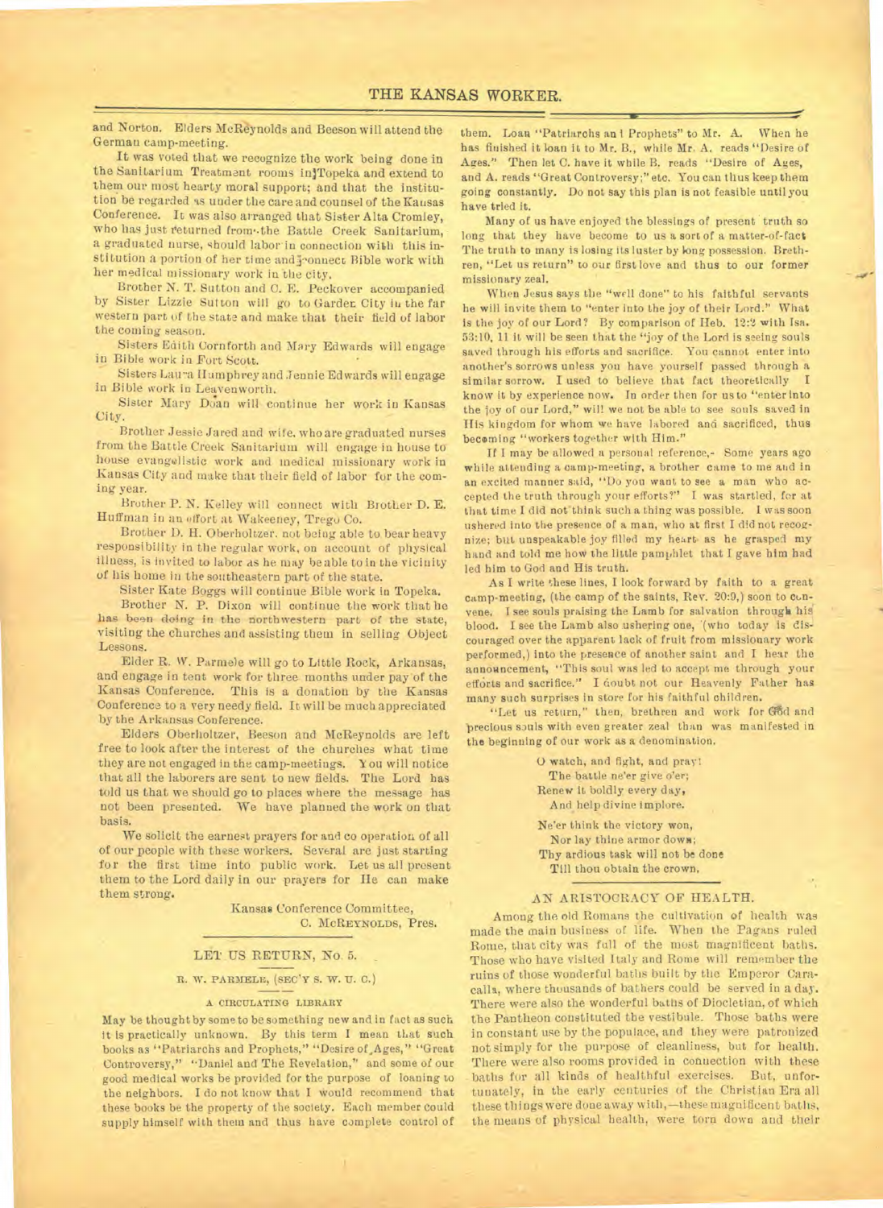and Norton. Elders McReynolds and Beeson will attend the German camp-meeting.

It was voted that we recognize the work being done in the Sanitarium Treatment rooms in Topeka and extend to them our most hearty moral support; and that the institution be regarded as under the care and counsel of the Kansas Conference. It was also arranged that Sister Alta Cromley, who has just returned from the Battle Creek Sanitarium, a graduated nurse, should labor in connection with this institution a portion of her time and connect Bible work with her medical missionary work in the city.

Brother N. T. Sutton and C. E. Peckover accompanied by Sister Lizzie Sutton will go to Garden City in the far western part of the state and make that their field of labor the coming season.

Sisters Edith Cornforth and Mary Edwards will engage in Bible work in Fort Scott.

Sisters Laura Humphrey and Jennie Edwards will engage in Bible work in Leavenworth.

Sister Mary Doan will continue her work in Kansas City.

Brother Jessie Jared and wife, who are graduated nurses from the Battle Creek Sanitarium will engage in house to house evangelistic work and medical missionary work in Kansas City and make that their field of labor for the coming year.

Brother P. N. Kelley will connect with Brother D. E. Huffman in an effort at Wakeeney, Trego Co.

Brother D. H. Oberholtzer, not being able to bear heavy responsibility in the regular work, on account of physical illness, is invited to labor as he may be able to in the vicinity of his home in the southeastern part of the state.

Sister Kate Boggs will continue Bible work in Topeka.

Brother N. P. Dixon will continue the work that he has been doing in the northwestern part of the state, visiting the churches and assisting them in selling Object Lessons.

Elder R. W. Parmele will go to Little Rock, Arkansas, and engage in tent work for three months under pay of the Kansas Conference. This is a donation by the Kansas Conference to a very needy field. It will be much appreciated by the Arkansas Conference.

Elders Oberholtzer, Beeson and McReynolds are left free to look after the interest of the churches what time they are not engaged in the camp-meetings. You will notice that all the laborers are sent to new fields. The Lord has told us that we should go to places where the message has not been presented. We have planned the work on that basis.

We solicit the earnest prayers for and co operation of all of our people with these workers. Several are just starting for the first time into public work. Let us all present them to the Lord daily in our prayers for He can make them strong.

Kansas Conference Committee,
C. McReynolds, Pres.

## LET US RETURN, No. 5.

R. W. PARMELE, (SEC'Y S. W. U. C.)

### A CIRCULATING LIBRARY

May be thought by some to be something new and in fact as such it is practically unknown. By this term I mean that such books as "Patriarchs and Prophets," "Desire of Ages," "Great Controversy," "Daniel and The Revelation," and some of our good medical works be provided for the purpose of loaning to the neighbors. I do not know that I would recommend that these books be the property of the society. Each member could supply himself with them and thus have complete control of them. Loan "Patriarchs and Prophets" to Mr. A. When he has finished it loan it to Mr. B., while Mr. A. reads "Desire of Ages." Then let C. have it while B. reads "Desire of Ages, and A. reads "Great Controversy;" etc. You can thus keep them going constantly. Do not say this plan is not feasible until you have tried it.

Many of us have enjoyed the blessings of present truth so long that they have become to us a sort of a matter-of-fact. The truth to many is losing its luster by long possession. Brethren, "Let us return" to our first love and thus to our former missionary zeal.

When Jesus says the "well done" to his faithful servants he will invite them to "enter into the joy of their Lord." What is the joy of our Lord? By comparison of Heb. 12:2 with Isa. 53:10, 11 it will be seen that the "joy of the Lord is seeing souls saved through his efforts and sacrifice. You cannot enter into another's sorrows unless you have yourself passed through a similar sorrow. I used to believe that fact theoretically I know it by experience now. In order then for us to "enter into the joy of our Lord," will we not be able to see souls saved in His kingdom for whom we have labored and sacrificed, thus becoming "workers together with Him."

If I may be allowed a personal reference,- Some years ago while attending a camp-meeting, a brother came to me and in an excited manner said, "Do you want to see a man who accepted the truth through your efforts?" I was startled, for at that time I did not think such a thing was possible. I was soon ushered into the presence of a man, who at first I did not recognize; but unspeakable joy filled my heart as he grasped my hand and told me how the little pamphlet that I gave him had led him to God and His truth.

As I write these lines, I look forward by faith to a great camp-meeting, (the camp of the saints, Rev. 20:9,) soon to convene. I see souls praising the Lamb for salvation through his blood. I see the Lamb also ushering one, (who today is discouraged over the apparent lack of fruit from missionary work performed,) into the presence of another saint and I hear the announcement, "This soul was led to accept me through your efforts and sacrifice." I doubt not our Heavenly Father has many such surprises in store for his faithful children.

"Let us return," then, brethren and work for God and precious souls with even greater zeal than was manifested in the beginning of our work as a denomination.

> O watch, and fight, and pray!
> The battle ne'er give o'er;
> Renew it boldly every day,
> And help divine implore.
>
> Ne'er think the victory won,
> Nor lay thine armor down;
> Thy ardious task will not be done
> Till thou obtain the crown.

## AN ARISTOCRACY OF HEALTH.

Among the old Romans the cultivation of health was made the main business of life. When the Pagans ruled Rome, that city was full of the most magnificent baths. Those who have visited Italy and Rome will remember the ruins of those wonderful baths built by the Emperor Caracalla, where thousands of bathers could be served in a day. There were also the wonderful baths of Diocletian, of which the Pantheon constituted the vestibule. Those baths were in constant use by the populace, and they were patronized not simply for the purpose of cleanliness, but for health. There were also rooms provided in connection with these baths for all kinds of healthful exercises. But, unfortunately, in the early centuries of the Christian Era all these things were done away with,—these magnificent baths, the means of physical health, were torn down and their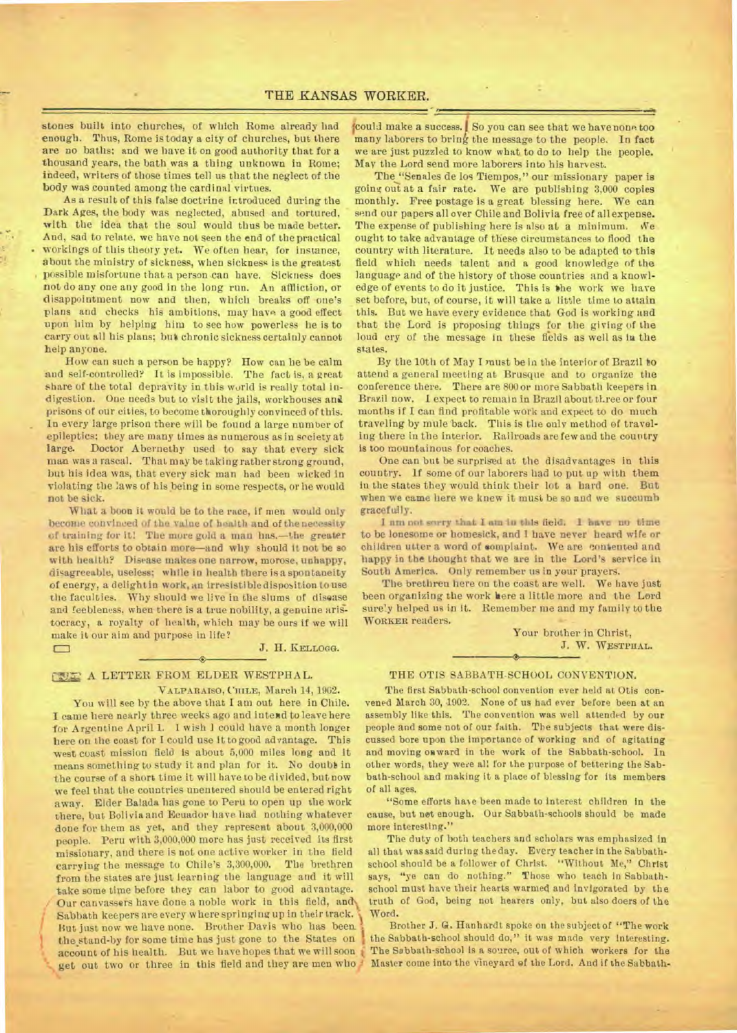stones built into churches, of which Rome already had enough. Thus, Rome is today a city of churches, but there are no baths; and we have it on good authority that for a thousand years, the bath was a thing unknown in Rome; indeed, writers of those times tell us that the neglect of the body was counted among the cardinal virtues.

As a result of this false doctrine introduced during the Dark Ages, the body was neglected, abused and tortured, with the idea that the soul would thus be made better. And, sad to relate, we have not seen the end of the practical workings of this theory yet. We often hear, for instance, about the ministry of sickness, when sickness is the greatest possible misfortune that a person can have. Sickness does not do any one any good in the long run. An affliction, or disappointment now and then, which breaks off one's plans and checks his ambitions, may have a good effect upon him by helping him to see how powerless he is to carry out all his plans; but chronic sickness certainly cannot help anyone.

How can such a person be happy? How can he be calm and self-controlled? It is impossible. The fact is, a great share of the total depravity in this world is really total indigestion. One needs but to visit the jails, workhouses and prisons of our cities, to become thoroughly convinced of this. In every large prison there will be found a large number of epileptics; they are many times as numerous as in society at large. Doctor Abernethy used to say that every sick man was a rascal. That may be taking rather strong ground, but his idea was, that every sick man had been wicked in violating the laws of his being in some respects, or he would not be sick.

What a boon it would be to the race, if men would only become convinced of the value of health and of the necessity of training for it! The more gold a man has,—the greater are his efforts to obtain more—and why should it not be so with health? Disease makes one narrow, morose, unhappy, disagreeable, useless; while in health there is a spontaneity of energy, a delight in work, an irresistible disposition to use the faculties. Why should we live in the slums of disease and feebleness, when there is a true nobility, a genuine aristocracy, a royalty of health, which may be ours if we will make it our aim and purpose in life?

J. H. KELLOGG.

## A LETTER FROM ELDER WESTPHAL.

VALPARAISO, CHILE, March 14, 1902.

You will see by the above that I am out here in Chile. I came here nearly three weeks ago and intend to leave here for Argentine April 1. I wish I could have a month longer here on the coast for I could use it to good advantage. This west coast mission field is about 5,000 miles long and it means something to study it and plan for it. No doubt in the course of a short time it will have to be divided, but now we feel that the countries unentered should be entered right away. Elder Balada has gone to Peru to open up the work there, but Bolivia and Ecuador have had nothing whatever done for them as yet, and they represent about 3,000,000 people. Peru with 3,000,000 more has just received its first missionary, and there is not one active worker in the field carrying the message to Chile's 3,300,000. The brethren from the states are just learning the language and it will take some time before they can labor to good advantage. Our canvassers have done a noble work in this field, and Sabbath keepers are every where springing up in their track. But just now we have none. Brother Davis who has been the stand-by for some time has just gone to the States on account of his health. But we have hopes that we will soon get out two or three in this field and they are men who could make a success. So you can see that we have none too many laborers to bring the message to the people. In fact we are just puzzled to know what to do to help the people. May the Lord send more laborers into his harvest.

The "Senales de los Tiempos," our missionary paper is going out at a fair rate. We are publishing 3,000 copies monthly. Free postage is a great blessing here. We can send our papers all over Chile and Bolivia free of all expense. The expense of publishing here is also at a minimum. We ought to take advantage of these circumstances to flood the country with literature. It needs also to be adapted to this field which needs talent and a good knowledge of the language and of the history of those countries and a knowledge of events to do it justice. This is the work we have set before, but, of course, it will take a little time to attain this. But we have every evidence that God is working and that the Lord is proposing things for the giving of the loud cry of the message in these fields as well as in the states.

By the 10th of May I must be in the interior of Brazil to attend a general meeting at Brusque and to organize the conference there. There are 800 or more Sabbath keepers in Brazil now. I expect to remain in Brazil about three or four months if I can find profitable work and expect to do much traveling by mule back. This is the only method of traveling there in the interior. Railroads are few and the country is too mountainous for coaches.

One can but be surprised at the disadvantages in this country. If some of our laborers had to put up with them in the states they would think their lot a hard one. But when we came here we knew it must be so and we succumb gracefully.

I am not sorry that I am in this field. I have no time to be lonesome or homesick, and I have never heard wife or children utter a word of complaint. We are contented and happy in the thought that we are in the Lord's service in South America. Only remember us in your prayers.

The brethren here on the coast are well. We have just been organizing the work here a little more and the Lord surely helped us in it. Remember me and my family to the WORKER readers.

Your brother in Christ,
J. W. WESTPHAL.

## THE OTIS SABBATH-SCHOOL CONVENTION.

The first Sabbath-school convention ever held at Otis convened March 30, 1902. None of us had ever before been at an assembly like this. The convention was well attended by our people and some not of our faith. The subjects that were discussed bore upon the importance of working and of agitating and moving onward in the work of the Sabbath-school. In other words, they were all for the purpose of bettering the Sabbath-school and making it a place of blessing for its members of all ages.

"Some efforts have been made to interest children in the cause, but not enough. Our Sabbath-schools should be made more interesting."

The duty of both teachers and scholars was emphasized in all that was said during the day. Every teacher in the Sabbath-school should be a follower of Christ. "Without Me," Christ says, "ye can do nothing." Those who teach in Sabbath-school must have their hearts warmed and invigorated by the truth of God, being not hearers only, but also doers of the Word.

Brother J. G. Hanhardt spoke on the subject of "The work the Sabbath-school should do," it was made very interesting. The Sabbath-school is a source, out of which workers for the Master come into the vineyard of the Lord. And if the Sabbath-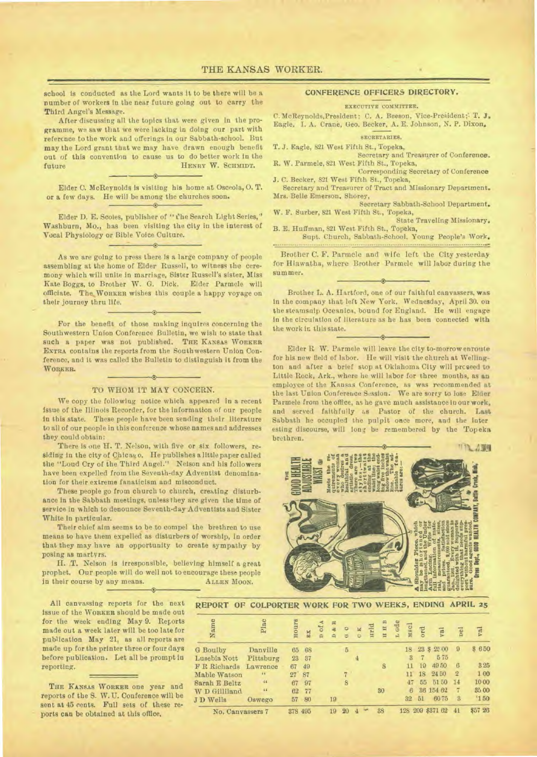school is conducted as the Lord wants it to be there will be a number of workers in the near future going out to carry the Third Angel's Message.

After discussing all the topics that were given in the programme, we saw that we were lacking in doing our part with reference to the work and offerings in our Sabbath-school. But may the Lord grant that we may have drawn enough benefit out of this convention to cause us to do better work in the future HENRY W. SCHMIDT.

Elder C. McReynolds is visiting his home at Osceola, O. T. or a few days. He will be among the churches soon.

Elder D. E. Scoles, publisher of "The Search Light Series," Washburn, Mo., has been visiting the city in the interest of Vocal Physiology or Bible Voice Culture.

As we are going to press there is a large company of people assembling at the home of Elder Russell, to witness the ceremony which will unite in marriage, Sister Russell's sister, Miss Kate Boggs, to Brother W. G. Dick. Elder Parmele will officiate. The WORKER wishes this couple a happy voyage on their journey thru life.

For the benefit of those making inquires concerning the Southwestern Union Conference Bulletin, we wish to state that such a paper was not published. THE KANSAS WORKER EXTRA contains the reports from the Southwestern Union Conference, and it was called the Bulletin to distinguish it from the WORKER.

## TO WHOM IT MAY CONCERN.

We copy the following notice which appeared in a recent issue of the Illinois Recorder, for the information of our people in this state. These people have been sending their literature to all of our people in this conference whose names and addresses they could obtain:

There is one H. T. Nelson, with five or six followers, residing in the city of Chicago. He publishes a little paper called the "Loud Cry of the Third Angel." Nelson and his followers have been expelled from the Seventh-day Adventist denomination for their extreme fanaticism and misconduct.

These people go from church to church, creating disturbance in the Sabbath meetings, unless they are given the time of service in which to denounce Seventh-day Adventists and Sister White in particular.

Their chief aim seems to be to compel the brethren to use means to have them expelled as disturbers of worship, in order that they may have an opportunity to create sympathy by posing as martyrs.

H. T. Nelson is irresponsible, believing himself a great prophet. Our people will do well not to encourage these people in their course by any means. ALLEN MOON.

All canvassing reports for the next issue of the WORKER should be made out for the week ending May 9. Reports made out a week later will be too late for publication May 21, as all reports are made up for the printer three or four days before publication. Let all be prompt in reporting.

THE KANSAS WORKER one year and reports of the S. W. U. Conference will be sent at 45 cents. Full sets of these reports can be obtained at this office.

## CONFERENCE OFFICERS DIRECTORY.

EXECUTIVE COMMITTEE.

C. McReynolds, President; C. A. Beeson, Vice-President; T. J. Eagle, I. A. Crane, Geo. Becker, A. E. Johnson, N. P. Dixon.

SECRETARIES.

T. J. Eagle, 821 West Fifth St., Topeka,
Secretary and Treasurer of Conference.

R. W. Parmele, 821 West Fifth St., Topeka,
Corresponding Secretary of Conference

J. C. Becker, 821 West Fifth St., Topeka,
Secretary and Treasurer of Tract and Missionary Department.

Mrs. Belle Emerson, Shorey,
Secretary Sabbath-School Department.

W. F. Surber, 821 West Fifth St., Topeka,
State Traveling Missionary.

B. E. Huffman, 821 West Fifth St., Topeka,
Supt. Church, Sabbath-School, Young People's Work.

Brother C. F. Parmele and wife left the City yesterday for Hiawatha, where Brother Parmele will labor during the summer.

Brother L. A. Hartford, one of our faithful canvassers, was in the company that left New York, Wednesday, April 30, on the steamship Oceanica, bound for England. He will engage in the circulation of literature as he has been connected with the work in this state.

Elder R. W. Parmele will leave the city to-morrow enroute for his new field of labor. He will visit the church at Wellington and after a brief stop at Oklahoma City will proceed to Little Rock, Ark., where he will labor for three months, as an employee of the Kansas Conference, as was recommended at the last Union Conference Session. We are sorry to lose Elder Parmele from the office, as he gave much assistance in our work, and served faithfully as Pastor of the church. Last Sabbath he occupied the pulpit once more, and the interesting discourse, will long be remembered by the Topeka brethren.

THE GOOD HEALTH ADJUSTABLE WAIST

Meets the requirements of every woman who desires a healthful and artistic dress. There are two styles—the short waist ending at the waist line, the long waist ending five inches below the waist line. The adjustable features are:

A Shoulder Piece, which may be shortened or lengthened, and the Under Arm Lacing. Write for full information of material, measurements, sizes, and prices. Satisfaction guaranteed. 8,000 sold since Jan., 1901. Every woman is delighted with it. Supports everything that needs support without harmful pressure. Good agents wanted. Dress Dept., GOOD HEALTH COMPANY, Battle Creek, Mich.

## REPORT OF COLPORTER WORK FOR TWO WEEKS, ENDING APRIL 25

| Name | Place | Hours | Ex | No. of | D & R | G C | C K | World | H H | L Gde | Miscl | Ord | Val | Del | Val |
|---|---|---|---|---|---|---|---|---|---|---|---|---|---|---|---|
| G Boulby | Danville | 65 | 68 | | | 5 | | | | | 18 | 23 | $ 25 00 | 9 | $ 6 50 |
| Lusebia Nott | Pittsburg | 23 | 37 | | | | 4 | | | | 3 | 7 | 5 75 | | |
| F R Richards | Lawrence | 67 | 40 | | | | | | 8 | | 11 | 19 | 49 50 | 6 | 3 25 |
| Mable Watson | " | 27 | 87 | | | 7 | | | | | 11 | 18 | 24 50 | 2 | 1 00 |
| Sarah E Beltz | " | 67 | 97 | | | 8 | | | | | 47 | 55 | 51 50 | 14 | 10 00 |
| W D Gilliland | " | 62 | 77 | | | | | | 30 | | 6 | 36 | 154 62 | 7 | 35 00 |
| J D Wells | Oswego | 57 | 80 | | 19 | | | | | | 32 | 51 | 60 75 | 3 | 1 50 |
| No. Canvassers 7 | | 378 | 495 | | 19 | 20 | 4 | | 38 | | 128 | 209 | $371 62 | 41 | $57 25 |